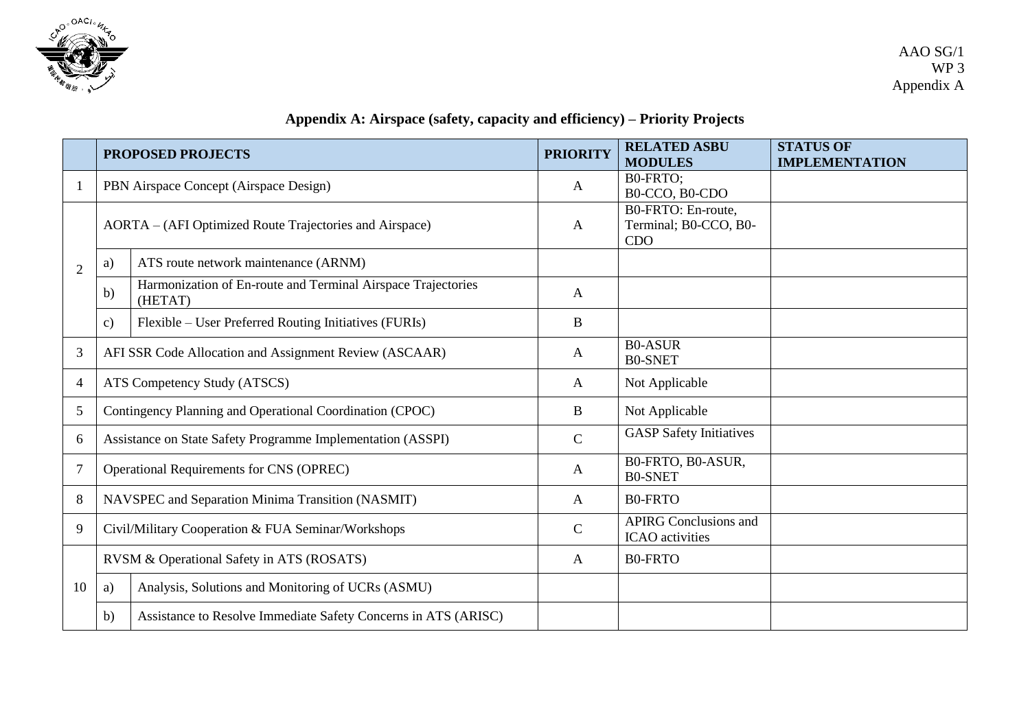AAO SG/1
WP 3
Appendix A

## Appendix A: Airspace (safety, capacity and efficiency) – Priority Projects

| | | PROPOSED PROJECTS | PRIORITY | RELATED ASBU MODULES | STATUS OF IMPLEMENTATION |
|---|---|---|---|---|---|
| 1 | PBN Airspace Concept (Airspace Design) | | A | B0-FRTO; B0-CCO, B0-CDO | |
| 2 | AORTA – (AFI Optimized Route Trajectories and Airspace) | | A | B0-FRTO: En-route, Terminal; B0-CCO, B0-CDO | |
| | a) | ATS route network maintenance (ARNM) | | | |
| | b) | Harmonization of En-route and Terminal Airspace Trajectories (HETAT) | A | | |
| | c) | Flexible – User Preferred Routing Initiatives (FURIs) | B | | |
| 3 | AFI SSR Code Allocation and Assignment Review (ASCAAR) | | A | B0-ASUR B0-SNET | |
| 4 | ATS Competency Study (ATSCS) | | A | Not Applicable | |
| 5 | Contingency Planning and Operational Coordination (CPOC) | | B | Not Applicable | |
| 6 | Assistance on State Safety Programme Implementation (ASSPI) | | C | GASP Safety Initiatives | |
| 7 | Operational Requirements for CNS (OPREC) | | A | B0-FRTO, B0-ASUR, B0-SNET | |
| 8 | NAVSPEC and Separation Minima Transition (NASMIT) | | A | B0-FRTO | |
| 9 | Civil/Military Cooperation & FUA Seminar/Workshops | | C | APIRG Conclusions and ICAO activities | |
| 10 | RVSM & Operational Safety in ATS (ROSATS) | | A | B0-FRTO | |
| | a) | Analysis, Solutions and Monitoring of UCRs (ASMU) | | | |
| | b) | Assistance to Resolve Immediate Safety Concerns in ATS (ARISC) | | | |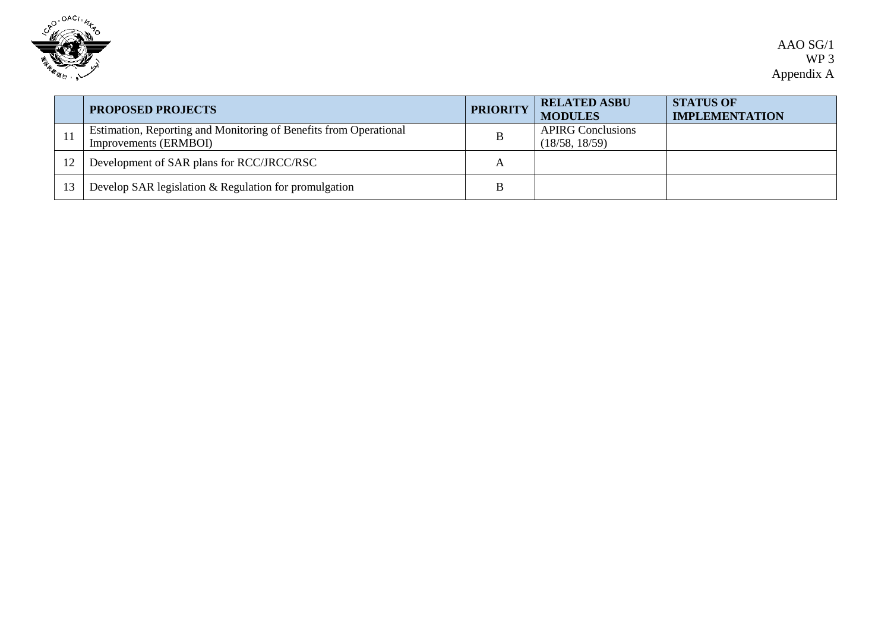|  | PROPOSED PROJECTS | PRIORITY | RELATED ASBU MODULES | STATUS OF IMPLEMENTATION |
|---|---|---|---|---|
| 11 | Estimation, Reporting and Monitoring of Benefits from Operational Improvements (ERMBOI) | B | APIRG Conclusions (18/58, 18/59) |  |
| 12 | Development of SAR plans for RCC/JRCC/RSC | A |  |  |
| 13 | Develop SAR legislation & Regulation for promulgation | B |  |  |